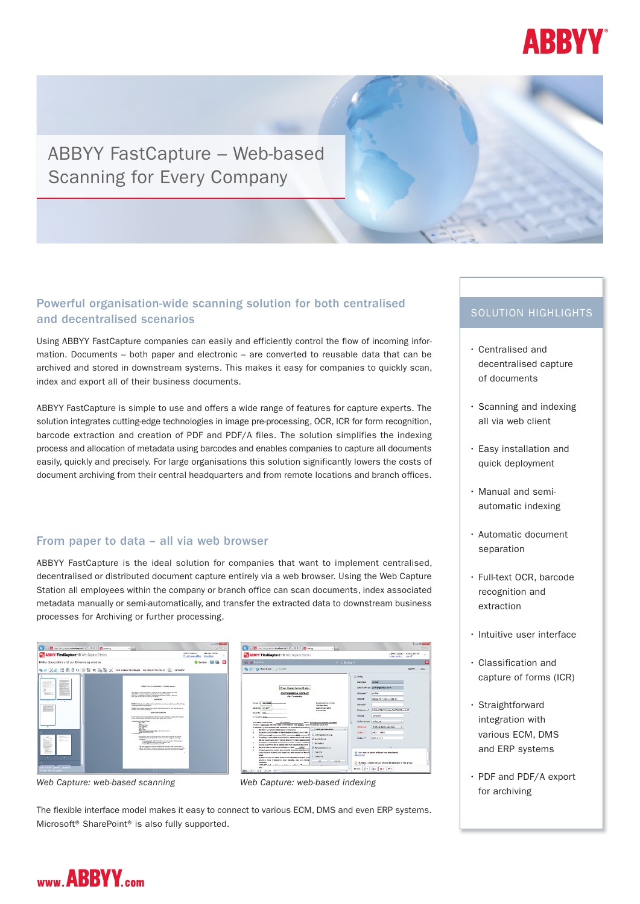# ABBYY FastCapture – Web-based Scanning for Every Company

## Powerful organisation-wide scanning solution for both centralised and decentralised scenarios

Using ABBYY FastCapture companies can easily and efficiently control the flow of incoming information. Documents – both paper and electronic – are converted to reusable data that can be archived and stored in downstream systems. This makes it easy for companies to quickly scan, index and export all of their business documents.

ABBYY FastCapture is simple to use and offers a wide range of features for capture experts. The solution integrates cutting-edge technologies in image pre-processing, OCR, ICR for form recognition, barcode extraction and creation of PDF and PDF/A files. The solution simplifies the indexing process and allocation of metadata using barcodes and enables companies to capture all documents easily, quickly and precisely. For large organisations this solution significantly lowers the costs of document archiving from their central headquarters and from remote locations and branch offices.

## From paper to data – all via web browser

ABBYY FastCapture is the ideal solution for companies that want to implement centralised, decentralised or distributed document capture entirely via a web browser. Using the Web Capture Station all employees within the company or branch office can scan documents, index associated metadata manually or semi-automatically, and transfer the extracted data to downstream business processes for Archiving or further processing.

*Web Capture: web-based scanning*

*Web Capture: web-based indexing*

The flexible interface model makes it easy to connect to various ECM, DMS and even ERP systems. Microsoft® SharePoint® is also fully supported.

## SOLUTION HIGHLIGHTS

- Centralised and decentralised capture of documents
- Scanning and indexing all via web client
- Easy installation and quick deployment
- Manual and semi-automatic indexing
- Automatic document separation
- Full-text OCR, barcode recognition and extraction
- Intuitive user interface
- Classification and capture of forms (ICR)
- Straightforward integration with various ECM, DMS and ERP systems
- PDF and PDF/A export for archiving

www.ABBYY.com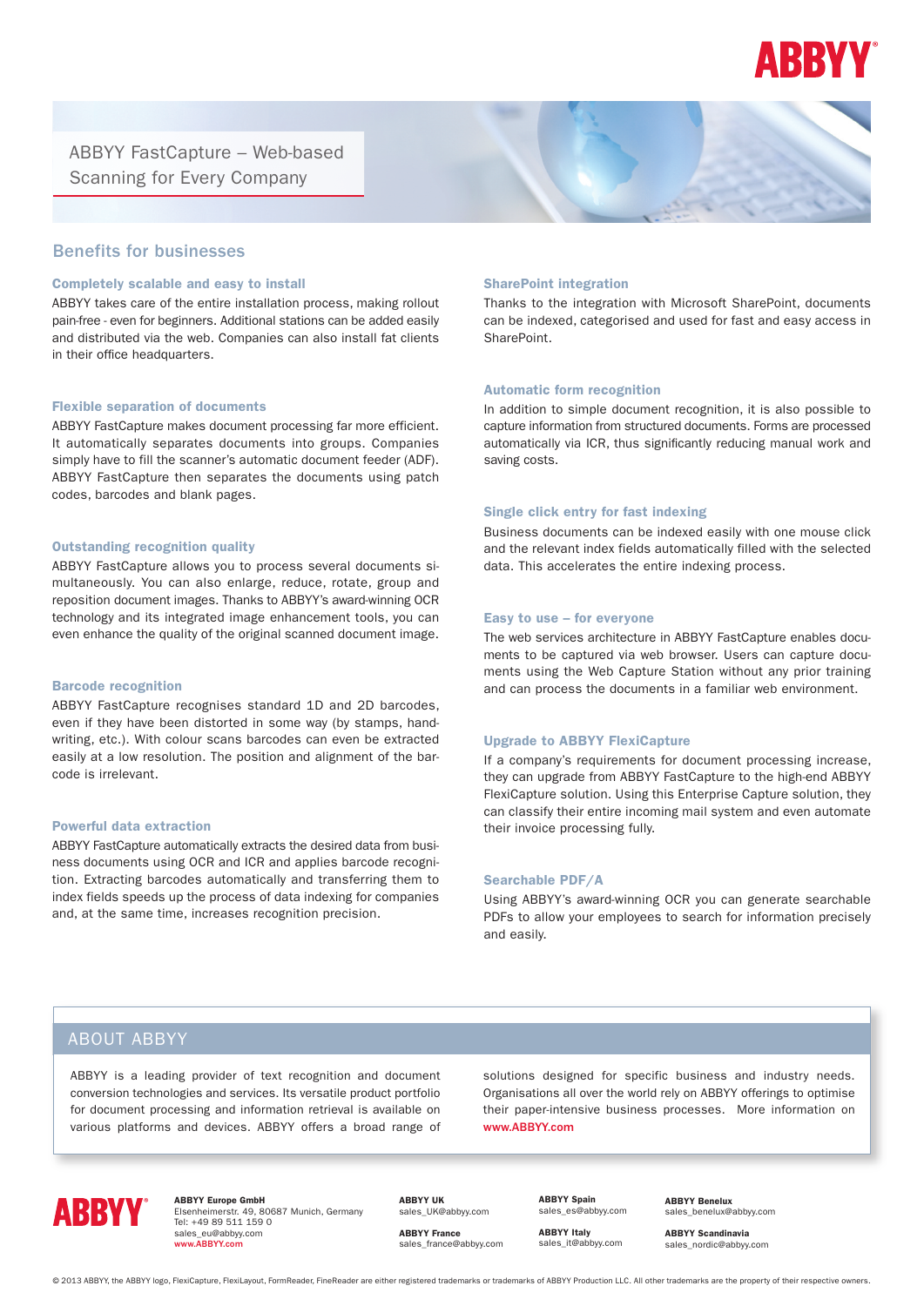ABBYY FastCapture – Web-based Scanning for Every Company

## Benefits for businesses

### Completely scalable and easy to install

ABBYY takes care of the entire installation process, making rollout pain-free - even for beginners. Additional stations can be added easily and distributed via the web. Companies can also install fat clients in their office headquarters.

### Flexible separation of documents

ABBYY FastCapture makes document processing far more efficient. It automatically separates documents into groups. Companies simply have to fill the scanner's automatic document feeder (ADF). ABBYY FastCapture then separates the documents using patch codes, barcodes and blank pages.

### Outstanding recognition quality

ABBYY FastCapture allows you to process several documents simultaneously. You can also enlarge, reduce, rotate, group and reposition document images. Thanks to ABBYY's award-winning OCR technology and its integrated image enhancement tools, you can even enhance the quality of the original scanned document image.

### Barcode recognition

ABBYY FastCapture recognises standard 1D and 2D barcodes, even if they have been distorted in some way (by stamps, handwriting, etc.). With colour scans barcodes can even be extracted easily at a low resolution. The position and alignment of the barcode is irrelevant.

### Powerful data extraction

ABBYY FastCapture automatically extracts the desired data from business documents using OCR and ICR and applies barcode recognition. Extracting barcodes automatically and transferring them to index fields speeds up the process of data indexing for companies and, at the same time, increases recognition precision.

### SharePoint integration

Thanks to the integration with Microsoft SharePoint, documents can be indexed, categorised and used for fast and easy access in SharePoint.

### Automatic form recognition

In addition to simple document recognition, it is also possible to capture information from structured documents. Forms are processed automatically via ICR, thus significantly reducing manual work and saving costs.

### Single click entry for fast indexing

Business documents can be indexed easily with one mouse click and the relevant index fields automatically filled with the selected data. This accelerates the entire indexing process.

### Easy to use – for everyone

The web services architecture in ABBYY FastCapture enables documents to be captured via web browser. Users can capture documents using the Web Capture Station without any prior training and can process the documents in a familiar web environment.

### Upgrade to ABBYY FlexiCapture

If a company's requirements for document processing increase, they can upgrade from ABBYY FastCapture to the high-end ABBYY FlexiCapture solution. Using this Enterprise Capture solution, they can classify their entire incoming mail system and even automate their invoice processing fully.

### Searchable PDF/A

Using ABBYY's award-winning OCR you can generate searchable PDFs to allow your employees to search for information precisely and easily.

## ABOUT ABBYY

ABBYY is a leading provider of text recognition and document conversion technologies and services. Its versatile product portfolio for document processing and information retrieval is available on various platforms and devices. ABBYY offers a broad range of solutions designed for specific business and industry needs. Organisations all over the world rely on ABBYY offerings to optimise their paper-intensive business processes. More information on www.ABBYY.com

**ABBYY Europe GmbH**
Elsenheimerstr. 49, 80687 Munich, Germany
Tel: +49 89 511 159 0
sales_eu@abbyy.com
www.ABBYY.com

**ABBYY UK**
sales_UK@abbyy.com

**ABBYY France**
sales_france@abbyy.com

**ABBYY Spain**
sales_es@abbyy.com

**ABBYY Italy**
sales_it@abbyy.com

**ABBYY Benelux**
sales_benelux@abbyy.com

**ABBYY Scandinavia**
sales_nordic@abbyy.com

© 2013 ABBYY, the ABBYY logo, FlexiCapture, FlexiLayout, FormReader, FineReader are either registered trademarks or trademarks of ABBYY Production LLC. All other trademarks are the property of their respective owners.